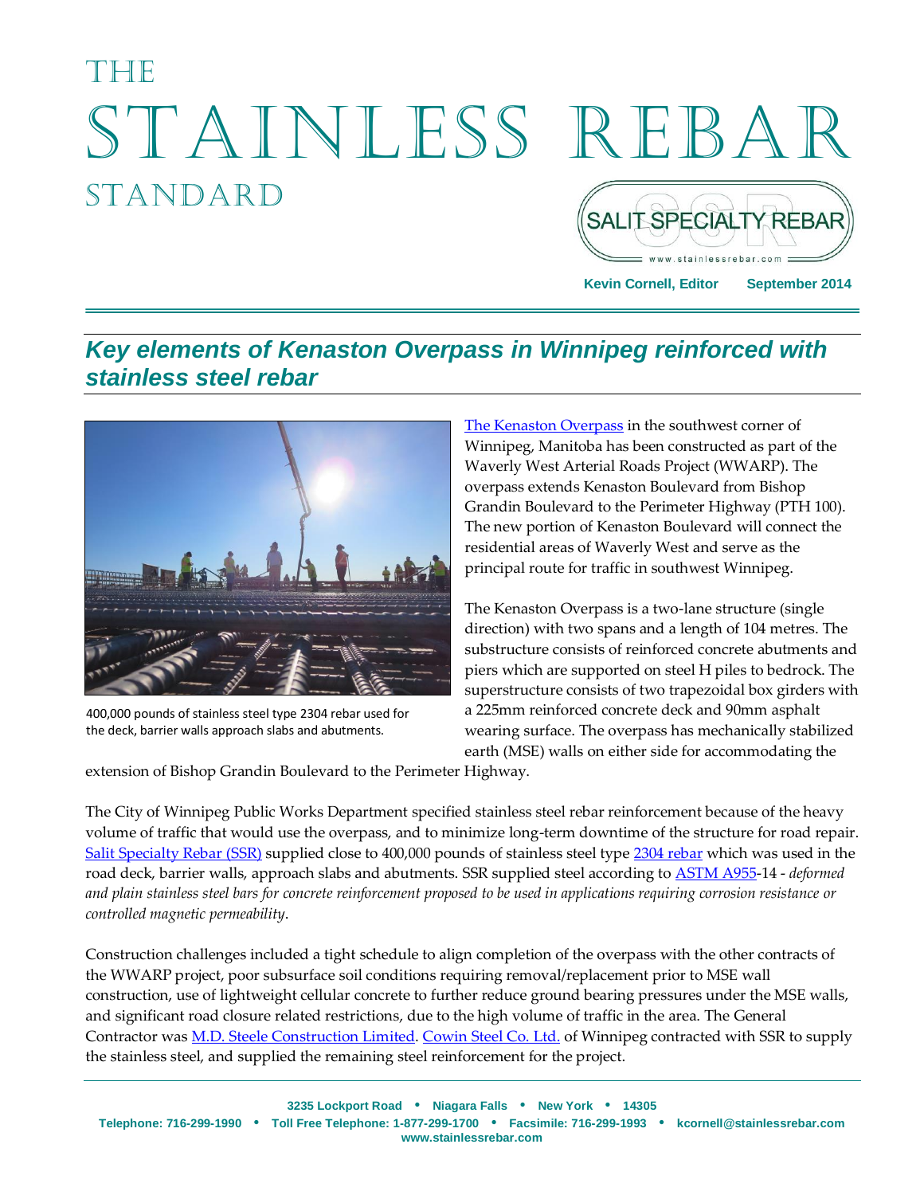# THE STAINLESS REBAR STANDARD

SALIT SPECIALTY REBAR
www.stainlessrebar.com

**Kevin Cornell, Editor** **September 2014**

## *Key elements of Kenaston Overpass in Winnipeg reinforced with stainless steel rebar*

400,000 pounds of stainless steel type 2304 rebar used for the deck, barrier walls approach slabs and abutments.

The Kenaston Overpass in the southwest corner of Winnipeg, Manitoba has been constructed as part of the Waverly West Arterial Roads Project (WWARP). The overpass extends Kenaston Boulevard from Bishop Grandin Boulevard to the Perimeter Highway (PTH 100). The new portion of Kenaston Boulevard will connect the residential areas of Waverly West and serve as the principal route for traffic in southwest Winnipeg.

The Kenaston Overpass is a two-lane structure (single direction) with two spans and a length of 104 metres. The substructure consists of reinforced concrete abutments and piers which are supported on steel H piles to bedrock. The superstructure consists of two trapezoidal box girders with a 225mm reinforced concrete deck and 90mm asphalt wearing surface. The overpass has mechanically stabilized earth (MSE) walls on either side for accommodating the extension of Bishop Grandin Boulevard to the Perimeter Highway.

The City of Winnipeg Public Works Department specified stainless steel rebar reinforcement because of the heavy volume of traffic that would use the overpass, and to minimize long-term downtime of the structure for road repair. Salit Specialty Rebar (SSR) supplied close to 400,000 pounds of stainless steel type 2304 rebar which was used in the road deck, barrier walls, approach slabs and abutments. SSR supplied steel according to ASTM A955-14 - *deformed and plain stainless steel bars for concrete reinforcement proposed to be used in applications requiring corrosion resistance or controlled magnetic permeability*.

Construction challenges included a tight schedule to align completion of the overpass with the other contracts of the WWARP project, poor subsurface soil conditions requiring removal/replacement prior to MSE wall construction, use of lightweight cellular concrete to further reduce ground bearing pressures under the MSE walls, and significant road closure related restrictions, due to the high volume of traffic in the area. The General Contractor was M.D. Steele Construction Limited. Cowin Steel Co. Ltd. of Winnipeg contracted with SSR to supply the stainless steel, and supplied the remaining steel reinforcement for the project.

**3235 Lockport Road • Niagara Falls • New York • 14305**
**Telephone: 716-299-1990 • Toll Free Telephone: 1-877-299-1700 • Facsimile: 716-299-1993 • kcornell@stainlessrebar.com**
**www.stainlessrebar.com**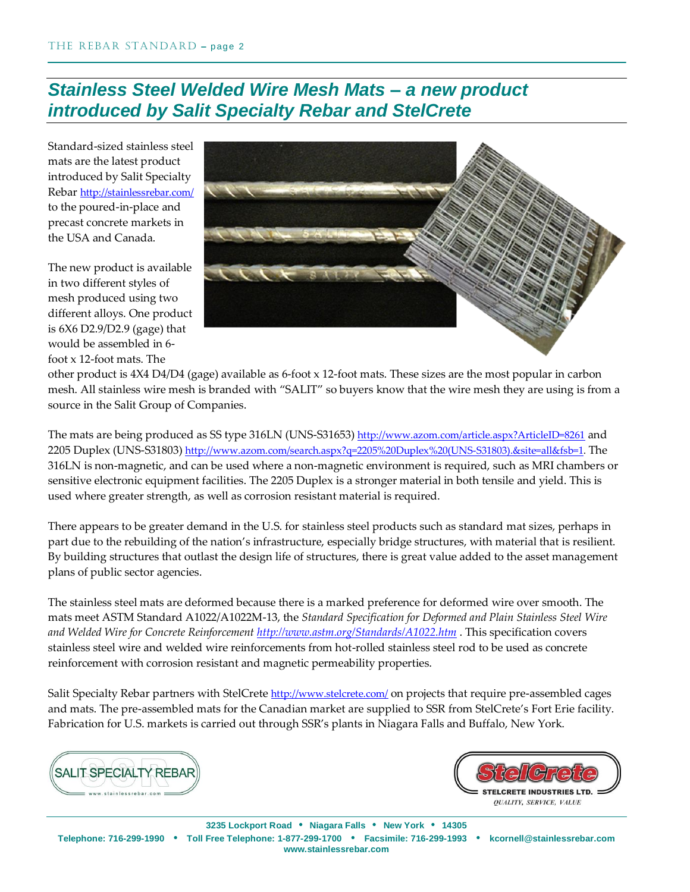## *Stainless Steel Welded Wire Mesh Mats – a new product introduced by Salit Specialty Rebar and StelCrete*

Standard-sized stainless steel mats are the latest product introduced by Salit Specialty Rebar http://stainlessrebar.com/ to the poured-in-place and precast concrete markets in the USA and Canada.

The new product is available in two different styles of mesh produced using two different alloys. One product is 6X6 D2.9/D2.9 (gage) that would be assembled in 6-foot x 12-foot mats. The other product is 4X4 D4/D4 (gage) available as 6-foot x 12-foot mats. These sizes are the most popular in carbon mesh. All stainless wire mesh is branded with "SALIT" so buyers know that the wire mesh they are using is from a source in the Salit Group of Companies.

The mats are being produced as SS type 316LN (UNS-S31653) http://www.azom.com/article.aspx?ArticleID=8261 and 2205 Duplex (UNS-S31803) http://www.azom.com/search.aspx?q=2205%20Duplex%20(UNS-S31803).&site=all&fsb=1. The 316LN is non-magnetic, and can be used where a non-magnetic environment is required, such as MRI chambers or sensitive electronic equipment facilities. The 2205 Duplex is a stronger material in both tensile and yield. This is used where greater strength, as well as corrosion resistant material is required.

There appears to be greater demand in the U.S. for stainless steel products such as standard mat sizes, perhaps in part due to the rebuilding of the nation's infrastructure, especially bridge structures, with material that is resilient. By building structures that outlast the design life of structures, there is great value added to the asset management plans of public sector agencies.

The stainless steel mats are deformed because there is a marked preference for deformed wire over smooth. The mats meet ASTM Standard A1022/A1022M-13, the *Standard Specification for Deformed and Plain Stainless Steel Wire and Welded Wire for Concrete Reinforcement http://www.astm.org/Standards/A1022.htm* . This specification covers stainless steel wire and welded wire reinforcements from hot-rolled stainless steel rod to be used as concrete reinforcement with corrosion resistant and magnetic permeability properties.

Salit Specialty Rebar partners with StelCrete http://www.stelcrete.com/ on projects that require pre-assembled cages and mats. The pre-assembled mats for the Canadian market are supplied to SSR from StelCrete's Fort Erie facility. Fabrication for U.S. markets is carried out through SSR's plants in Niagara Falls and Buffalo, New York.

SALIT SPECIALTY REBAR
www.stainlessrebar.com

StelCrete
STELCRETE INDUSTRIES LTD.
*QUALITY, SERVICE, VALUE*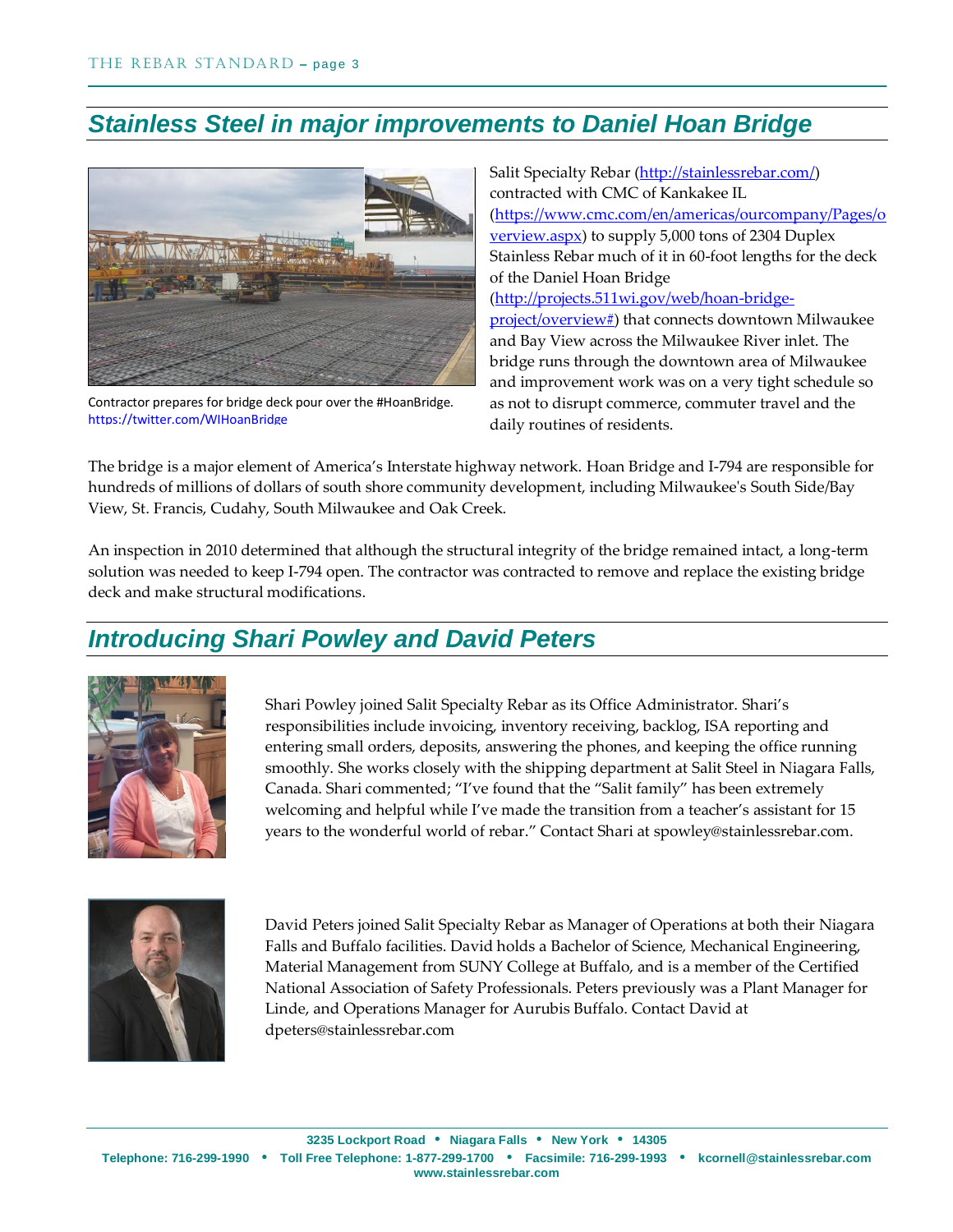## Stainless Steel in major improvements to Daniel Hoan Bridge

Contractor prepares for bridge deck pour over the #HoanBridge. https://twitter.com/WIHoanBridge

Salit Specialty Rebar (http://stainlessrebar.com/) contracted with CMC of Kankakee IL (https://www.cmc.com/en/americas/ourcompany/Pages/overview.aspx) to supply 5,000 tons of 2304 Duplex Stainless Rebar much of it in 60-foot lengths for the deck of the Daniel Hoan Bridge (http://projects.511wi.gov/web/hoan-bridge-project/overview#) that connects downtown Milwaukee and Bay View across the Milwaukee River inlet. The bridge runs through the downtown area of Milwaukee and improvement work was on a very tight schedule so as not to disrupt commerce, commuter travel and the daily routines of residents.

The bridge is a major element of America's Interstate highway network. Hoan Bridge and I-794 are responsible for hundreds of millions of dollars of south shore community development, including Milwaukee's South Side/Bay View, St. Francis, Cudahy, South Milwaukee and Oak Creek.

An inspection in 2010 determined that although the structural integrity of the bridge remained intact, a long-term solution was needed to keep I-794 open. The contractor was contracted to remove and replace the existing bridge deck and make structural modifications.

## Introducing Shari Powley and David Peters

Shari Powley joined Salit Specialty Rebar as its Office Administrator. Shari's responsibilities include invoicing, inventory receiving, backlog, ISA reporting and entering small orders, deposits, answering the phones, and keeping the office running smoothly. She works closely with the shipping department at Salit Steel in Niagara Falls, Canada. Shari commented; "I've found that the "Salit family" has been extremely welcoming and helpful while I've made the transition from a teacher's assistant for 15 years to the wonderful world of rebar." Contact Shari at spowley@stainlessrebar.com.

David Peters joined Salit Specialty Rebar as Manager of Operations at both their Niagara Falls and Buffalo facilities. David holds a Bachelor of Science, Mechanical Engineering, Material Management from SUNY College at Buffalo, and is a member of the Certified National Association of Safety Professionals. Peters previously was a Plant Manager for Linde, and Operations Manager for Aurubis Buffalo. Contact David at dpeters@stainlessrebar.com

3235 Lockport Road • Niagara Falls • New York • 14305
Telephone: 716-299-1990 • Toll Free Telephone: 1-877-299-1700 • Facsimile: 716-299-1993 • kcornell@stainlessrebar.com
www.stainlessrebar.com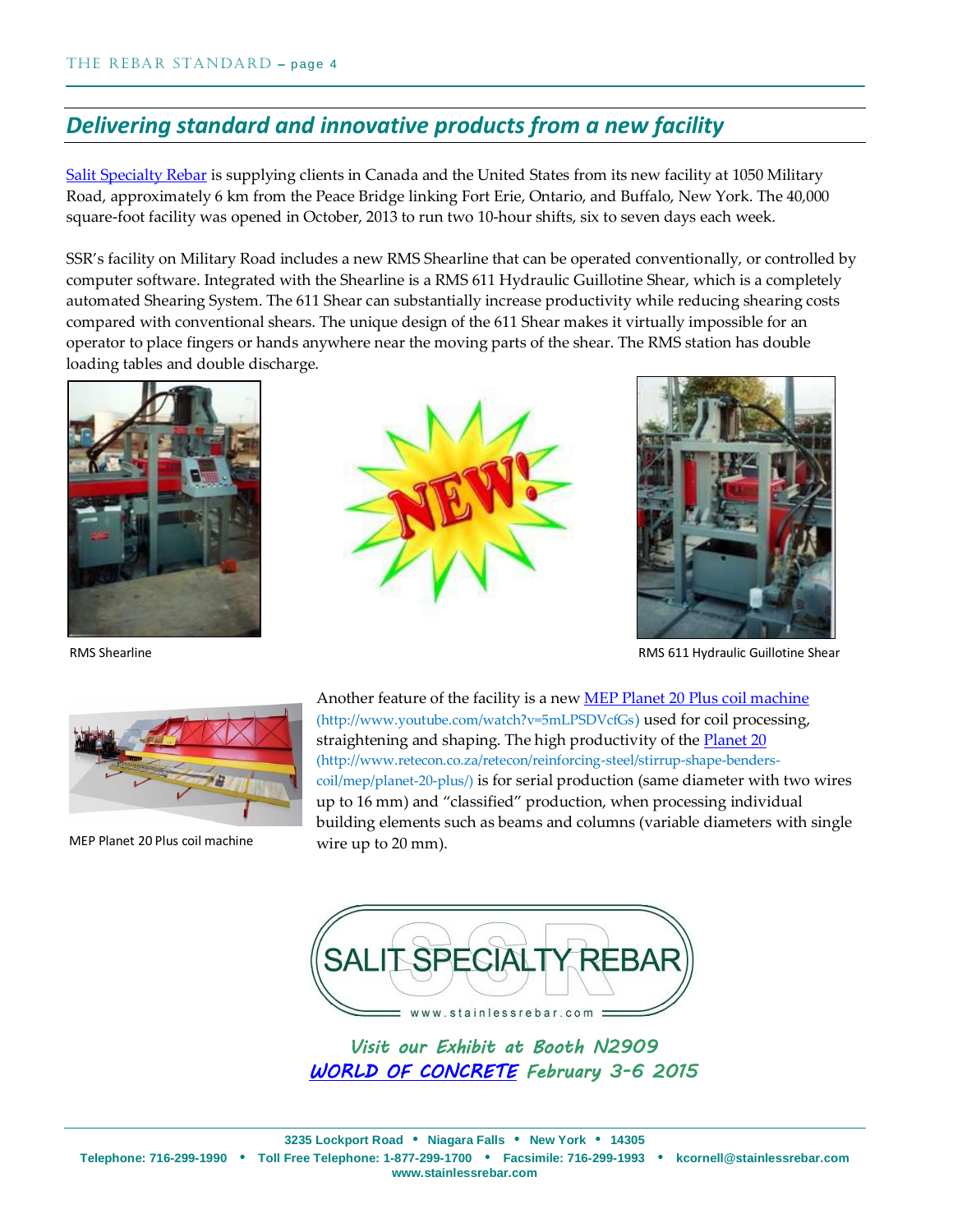## *Delivering standard and innovative products from a new facility*

Salit Specialty Rebar is supplying clients in Canada and the United States from its new facility at 1050 Military Road, approximately 6 km from the Peace Bridge linking Fort Erie, Ontario, and Buffalo, New York. The 40,000 square-foot facility was opened in October, 2013 to run two 10-hour shifts, six to seven days each week.

SSR's facility on Military Road includes a new RMS Shearline that can be operated conventionally, or controlled by computer software. Integrated with the Shearline is a RMS 611 Hydraulic Guillotine Shear, which is a completely automated Shearing System. The 611 Shear can substantially increase productivity while reducing shearing costs compared with conventional shears. The unique design of the 611 Shear makes it virtually impossible for an operator to place fingers or hands anywhere near the moving parts of the shear. The RMS station has double loading tables and double discharge.

RMS Shearline

NEW!

RMS 611 Hydraulic Guillotine Shear

MEP Planet 20 Plus coil machine

Another feature of the facility is a new MEP Planet 20 Plus coil machine (http://www.youtube.com/watch?v=5mLPSDVcfGs) used for coil processing, straightening and shaping. The high productivity of the Planet 20 (http://www.retecon.co.za/retecon/reinforcing-steel/stirrup-shape-benders-coil/mep/planet-20-plus/) is for serial production (same diameter with two wires up to 16 mm) and "classified" production, when processing individual building elements such as beams and columns (variable diameters with single wire up to 20 mm).

SALIT SPECIALTY REBAR

www.stainlessrebar.com

*Visit our Exhibit at Booth N2909*

*WORLD OF CONCRETE February 3-6 2015*

3235 Lockport Road • Niagara Falls • New York • 14305

Telephone: 716-299-1990 • Toll Free Telephone: 1-877-299-1700 • Facsimile: 716-299-1993 • kcornell@stainlessrebar.com

www.stainlessrebar.com